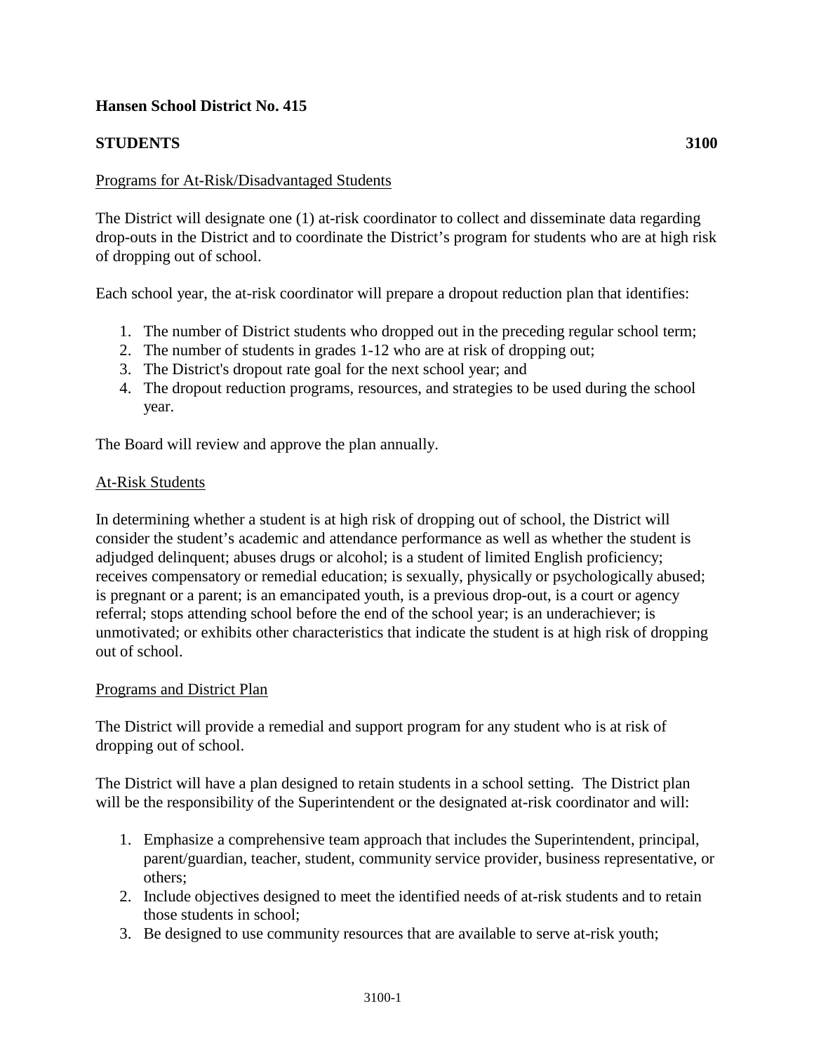**Hansen School District No. 415**

**STUDENTS** **3100**

Programs for At-Risk/Disadvantaged Students

The District will designate one (1) at-risk coordinator to collect and disseminate data regarding drop-outs in the District and to coordinate the District's program for students who are at high risk of dropping out of school.

Each school year, the at-risk coordinator will prepare a dropout reduction plan that identifies:

1. The number of District students who dropped out in the preceding regular school term;
2. The number of students in grades 1-12 who are at risk of dropping out;
3. The District's dropout rate goal for the next school year; and
4. The dropout reduction programs, resources, and strategies to be used during the school year.

The Board will review and approve the plan annually.

At-Risk Students

In determining whether a student is at high risk of dropping out of school, the District will consider the student's academic and attendance performance as well as whether the student is adjudged delinquent; abuses drugs or alcohol; is a student of limited English proficiency; receives compensatory or remedial education; is sexually, physically or psychologically abused; is pregnant or a parent; is an emancipated youth, is a previous drop-out, is a court or agency referral; stops attending school before the end of the school year; is an underachiever; is unmotivated; or exhibits other characteristics that indicate the student is at high risk of dropping out of school.

Programs and District Plan

The District will provide a remedial and support program for any student who is at risk of dropping out of school.

The District will have a plan designed to retain students in a school setting. The District plan will be the responsibility of the Superintendent or the designated at-risk coordinator and will:

1. Emphasize a comprehensive team approach that includes the Superintendent, principal, parent/guardian, teacher, student, community service provider, business representative, or others;
2. Include objectives designed to meet the identified needs of at-risk students and to retain those students in school;
3. Be designed to use community resources that are available to serve at-risk youth;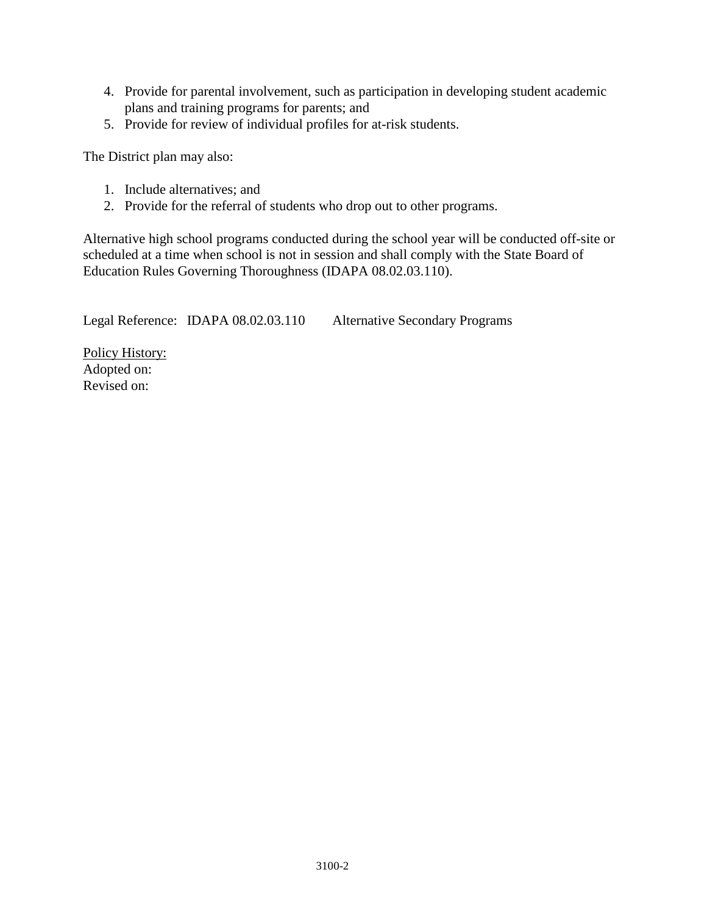4. Provide for parental involvement, such as participation in developing student academic plans and training programs for parents; and
5. Provide for review of individual profiles for at-risk students.

The District plan may also:

1. Include alternatives; and
2. Provide for the referral of students who drop out to other programs.

Alternative high school programs conducted during the school year will be conducted off-site or scheduled at a time when school is not in session and shall comply with the State Board of Education Rules Governing Thoroughness (IDAPA 08.02.03.110).

Legal Reference: IDAPA 08.02.03.110 Alternative Secondary Programs

Policy History:
Adopted on:
Revised on: